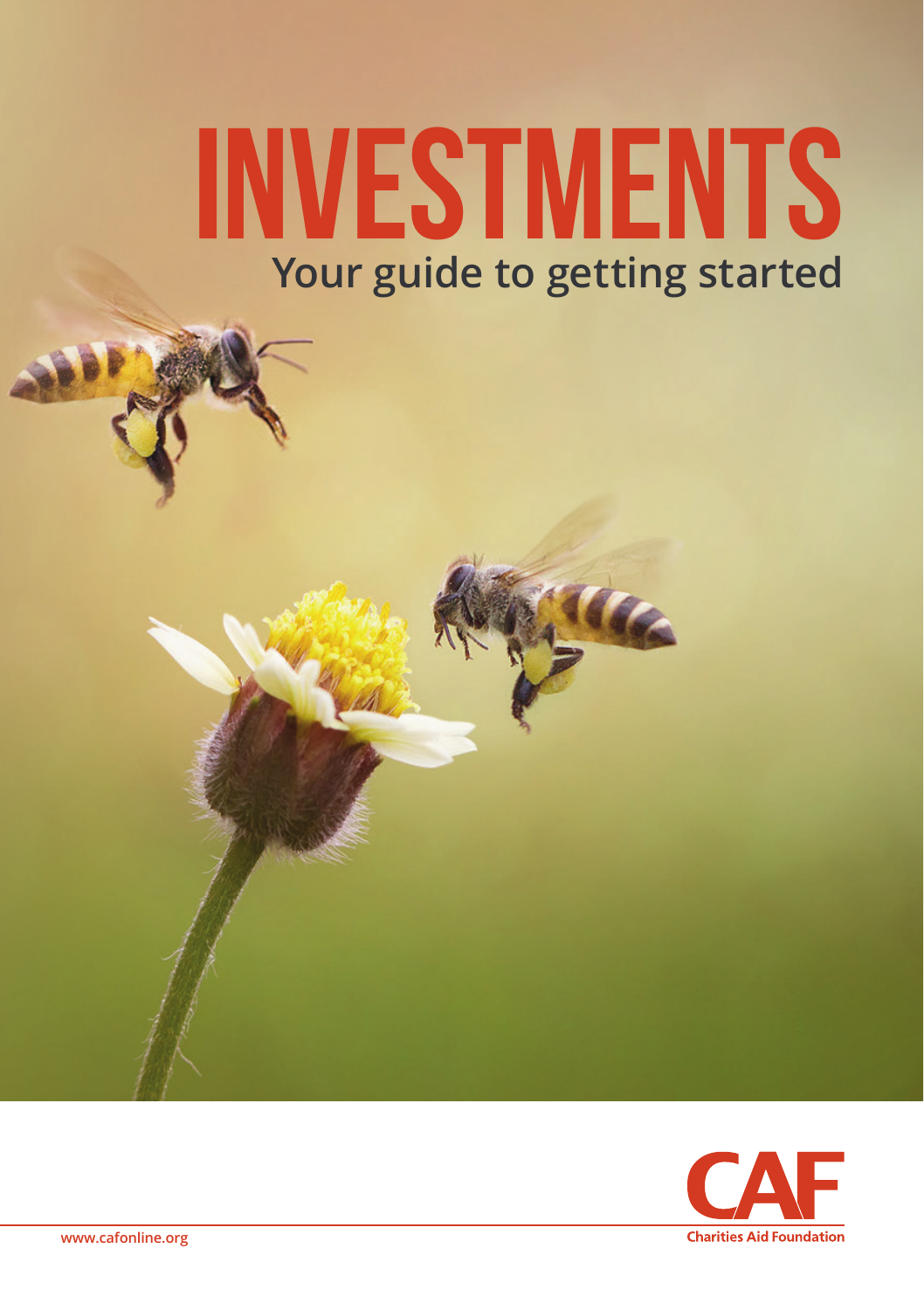# INVESTMENTS

## Your guide to getting started

CAF

Charities Aid Foundation

www.cafonline.org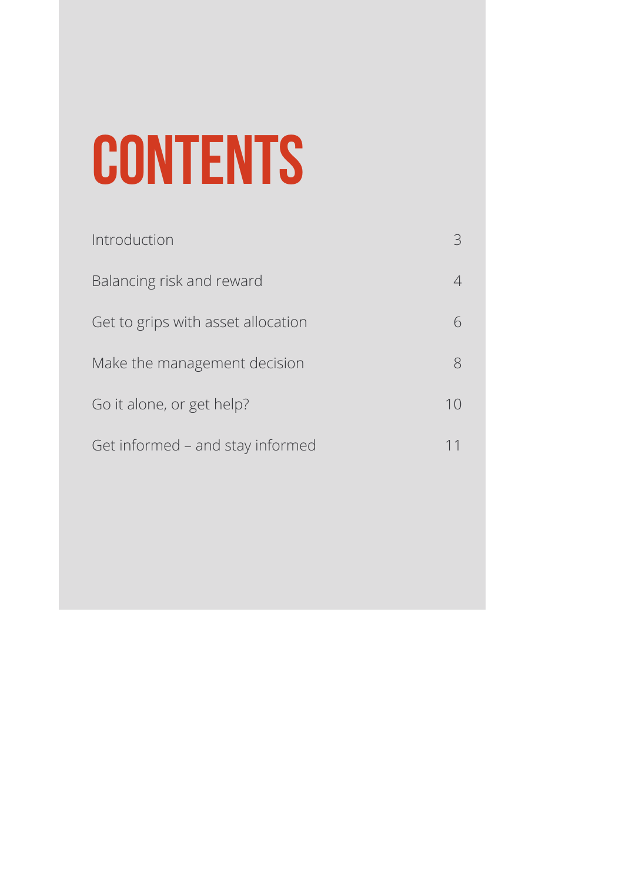# CONTENTS

| | |
|---|---|
| Introduction | 3 |
| Balancing risk and reward | 4 |
| Get to grips with asset allocation | 6 |
| Make the management decision | 8 |
| Go it alone, or get help? | 10 |
| Get informed – and stay informed | 11 |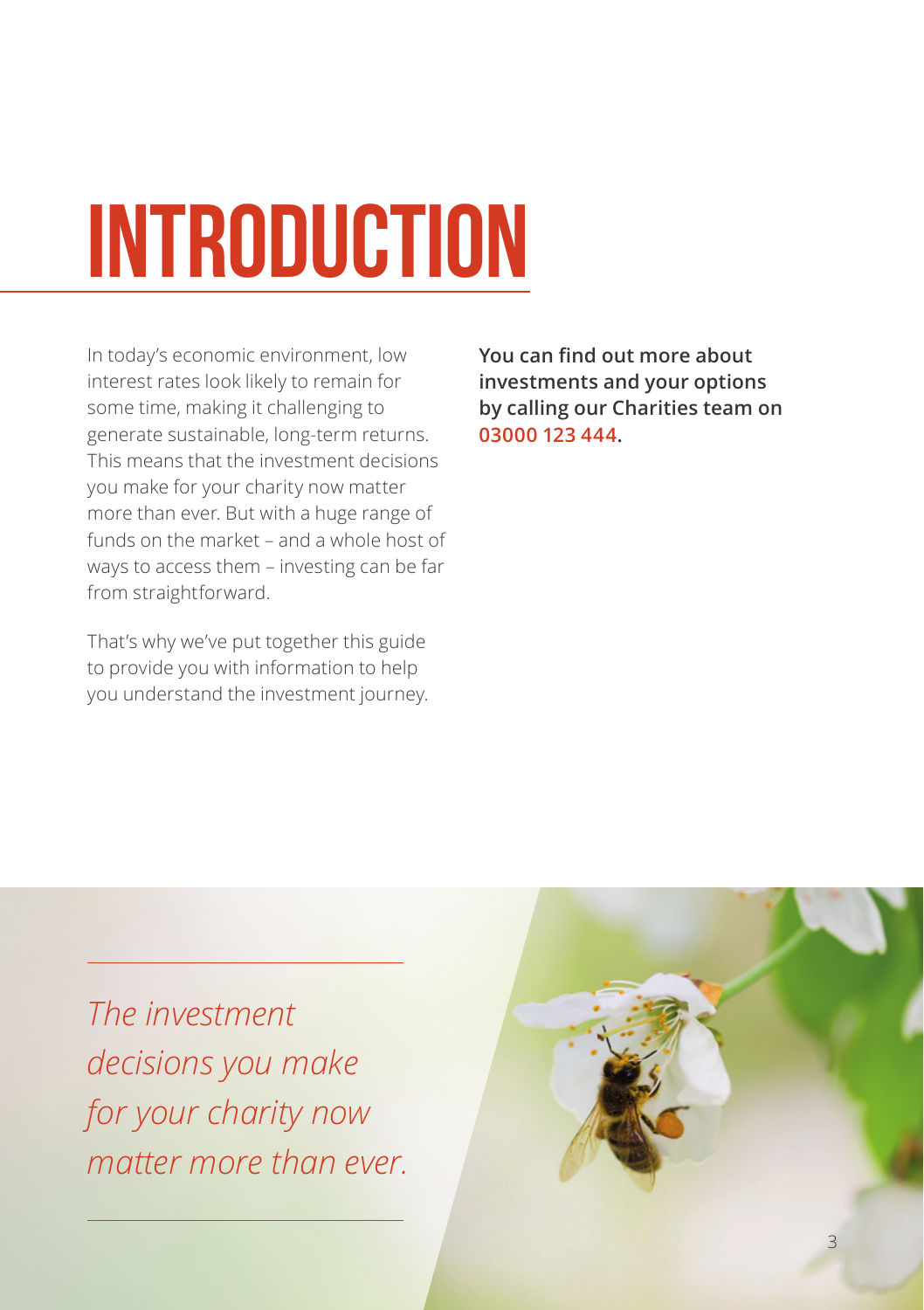# INTRODUCTION

In today's economic environment, low interest rates look likely to remain for some time, making it challenging to generate sustainable, long-term returns. This means that the investment decisions you make for your charity now matter more than ever. But with a huge range of funds on the market – and a whole host of ways to access them – investing can be far from straightforward.

That's why we've put together this guide to provide you with information to help you understand the investment journey.

**You can find out more about investments and your options by calling our Charities team on 03000 123 444.**

*The investment decisions you make for your charity now matter more than ever.*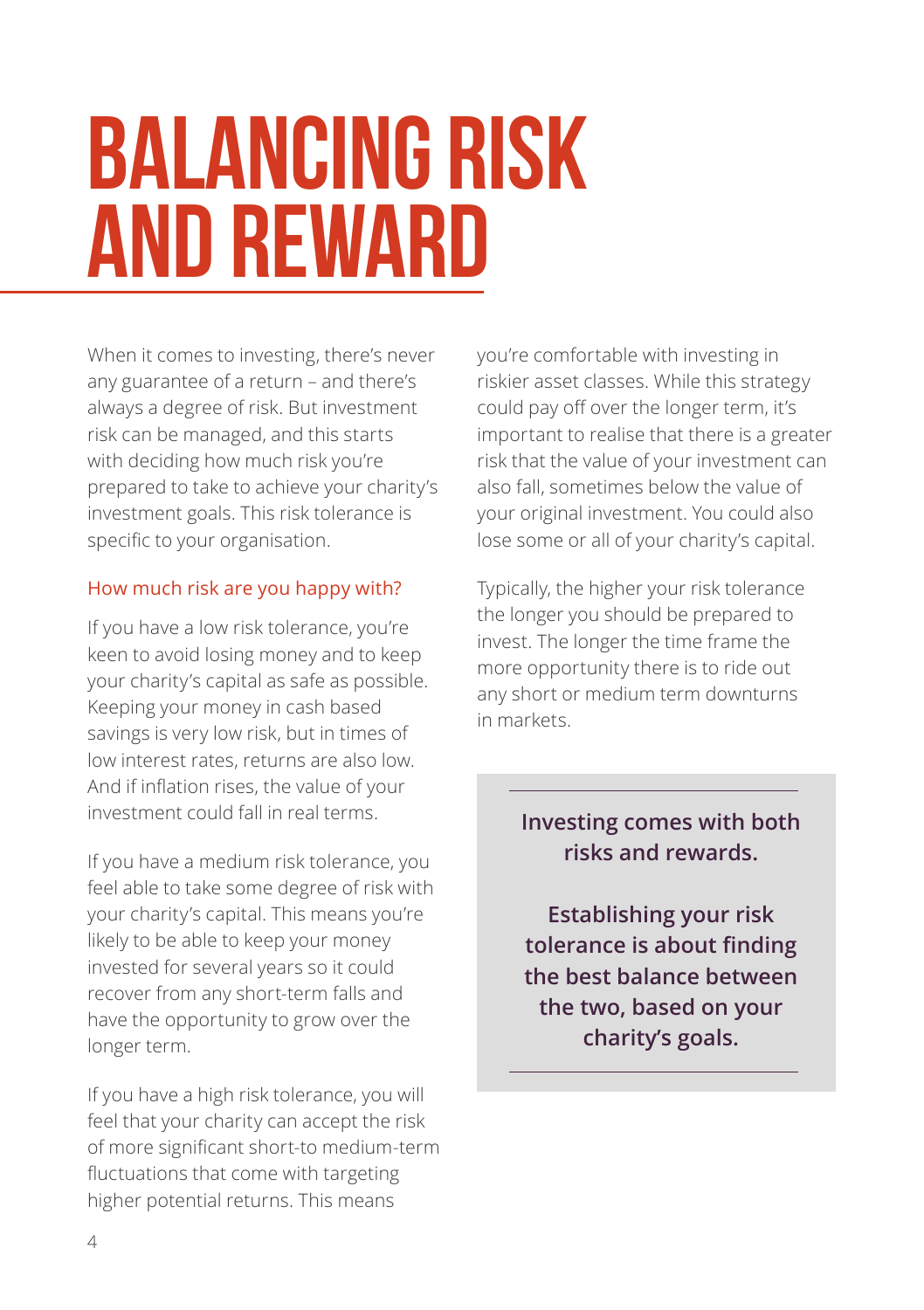# BALANCING RISK AND REWARD

When it comes to investing, there's never any guarantee of a return – and there's always a degree of risk. But investment risk can be managed, and this starts with deciding how much risk you're prepared to take to achieve your charity's investment goals. This risk tolerance is specific to your organisation.

## How much risk are you happy with?

If you have a low risk tolerance, you're keen to avoid losing money and to keep your charity's capital as safe as possible. Keeping your money in cash based savings is very low risk, but in times of low interest rates, returns are also low. And if inflation rises, the value of your investment could fall in real terms.

If you have a medium risk tolerance, you feel able to take some degree of risk with your charity's capital. This means you're likely to be able to keep your money invested for several years so it could recover from any short-term falls and have the opportunity to grow over the longer term.

If you have a high risk tolerance, you will feel that your charity can accept the risk of more significant short-to medium-term fluctuations that come with targeting higher potential returns. This means you're comfortable with investing in riskier asset classes. While this strategy could pay off over the longer term, it's important to realise that there is a greater risk that the value of your investment can also fall, sometimes below the value of your original investment. You could also lose some or all of your charity's capital.

Typically, the higher your risk tolerance the longer you should be prepared to invest. The longer the time frame the more opportunity there is to ride out any short or medium term downturns in markets.

**Investing comes with both risks and rewards.**

**Establishing your risk tolerance is about finding the best balance between the two, based on your charity's goals.**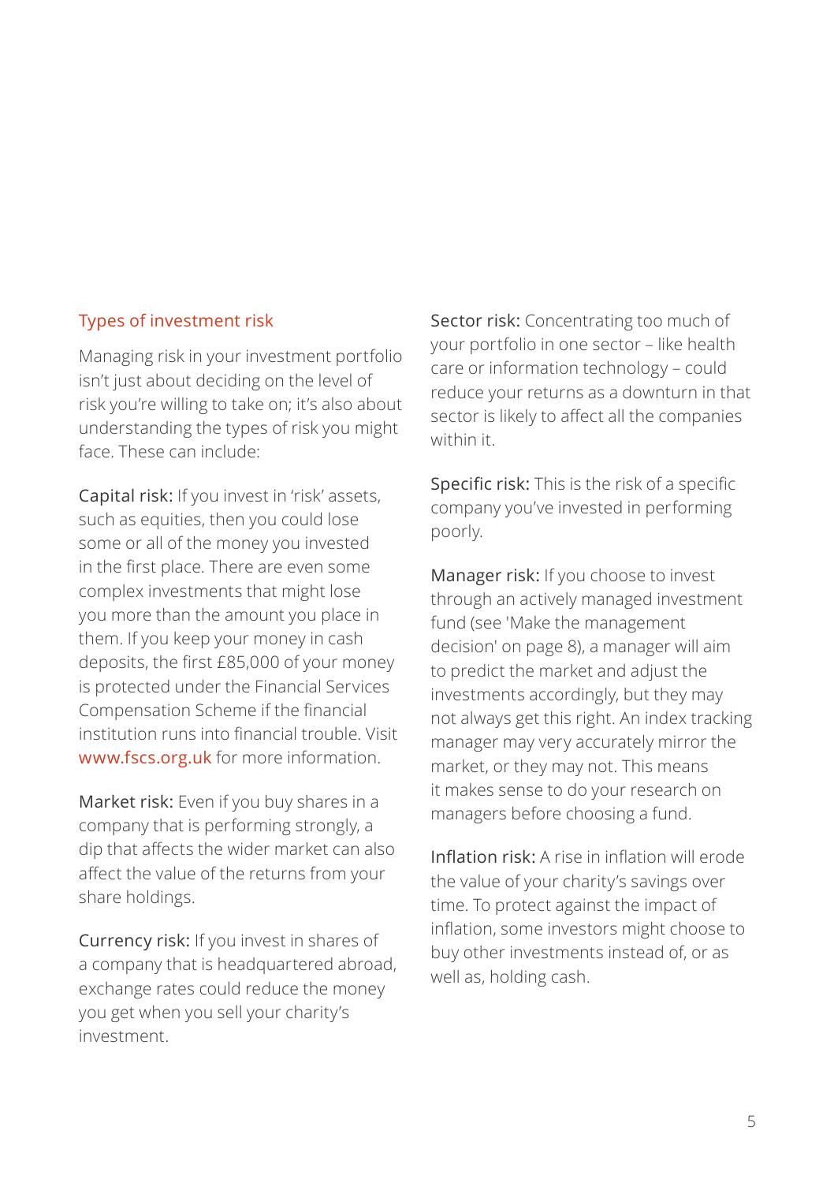## Types of investment risk

Managing risk in your investment portfolio isn't just about deciding on the level of risk you're willing to take on; it's also about understanding the types of risk you might face. These can include:

**Capital risk:** If you invest in 'risk' assets, such as equities, then you could lose some or all of the money you invested in the first place. There are even some complex investments that might lose you more than the amount you place in them. If you keep your money in cash deposits, the first £85,000 of your money is protected under the Financial Services Compensation Scheme if the financial institution runs into financial trouble. Visit www.fscs.org.uk for more information.

**Market risk:** Even if you buy shares in a company that is performing strongly, a dip that affects the wider market can also affect the value of the returns from your share holdings.

**Currency risk:** If you invest in shares of a company that is headquartered abroad, exchange rates could reduce the money you get when you sell your charity's investment.

**Sector risk:** Concentrating too much of your portfolio in one sector – like health care or information technology – could reduce your returns as a downturn in that sector is likely to affect all the companies within it.

**Specific risk:** This is the risk of a specific company you've invested in performing poorly.

**Manager risk:** If you choose to invest through an actively managed investment fund (see 'Make the management decision' on page 8), a manager will aim to predict the market and adjust the investments accordingly, but they may not always get this right. An index tracking manager may very accurately mirror the market, or they may not. This means it makes sense to do your research on managers before choosing a fund.

**Inflation risk:** A rise in inflation will erode the value of your charity's savings over time. To protect against the impact of inflation, some investors might choose to buy other investments instead of, or as well as, holding cash.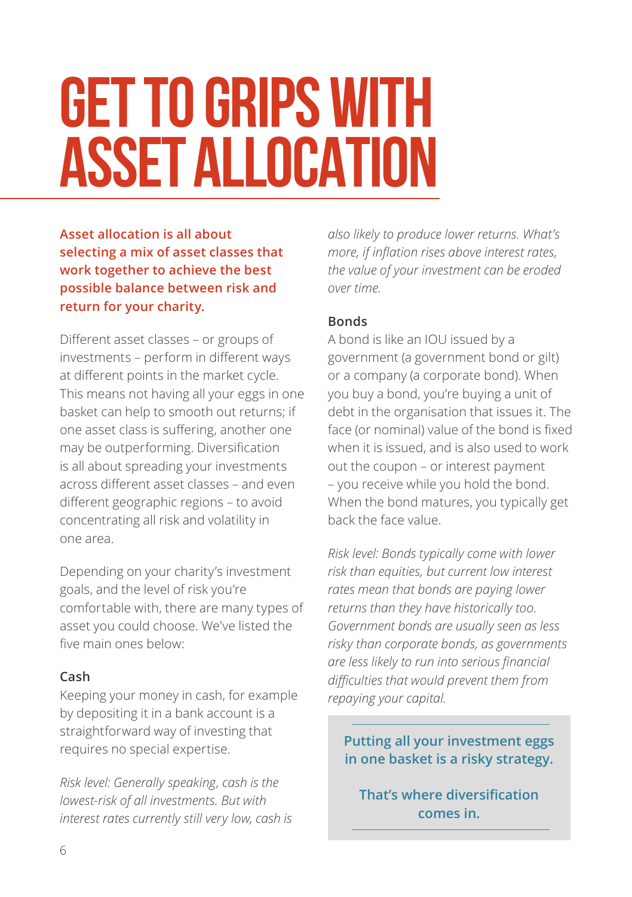# GET TO GRIPS WITH ASSET ALLOCATION

**Asset allocation is all about selecting a mix of asset classes that work together to achieve the best possible balance between risk and return for your charity.**

Different asset classes – or groups of investments – perform in different ways at different points in the market cycle. This means not having all your eggs in one basket can help to smooth out returns; if one asset class is suffering, another one may be outperforming. Diversification is all about spreading your investments across different asset classes – and even different geographic regions – to avoid concentrating all risk and volatility in one area.

Depending on your charity's investment goals, and the level of risk you're comfortable with, there are many types of asset you could choose. We've listed the five main ones below:

### Cash

Keeping your money in cash, for example by depositing it in a bank account is a straightforward way of investing that requires no special expertise.

*Risk level: Generally speaking, cash is the lowest-risk of all investments. But with interest rates currently still very low, cash is also likely to produce lower returns. What's more, if inflation rises above interest rates, the value of your investment can be eroded over time.*

### Bonds

A bond is like an IOU issued by a government (a government bond or gilt) or a company (a corporate bond). When you buy a bond, you're buying a unit of debt in the organisation that issues it. The face (or nominal) value of the bond is fixed when it is issued, and is also used to work out the coupon – or interest payment – you receive while you hold the bond. When the bond matures, you typically get back the face value.

*Risk level: Bonds typically come with lower risk than equities, but current low interest rates mean that bonds are paying lower returns than they have historically too. Government bonds are usually seen as less risky than corporate bonds, as governments are less likely to run into serious financial difficulties that would prevent them from repaying your capital.*

**Putting all your investment eggs in one basket is a risky strategy.**

**That's where diversification comes in.**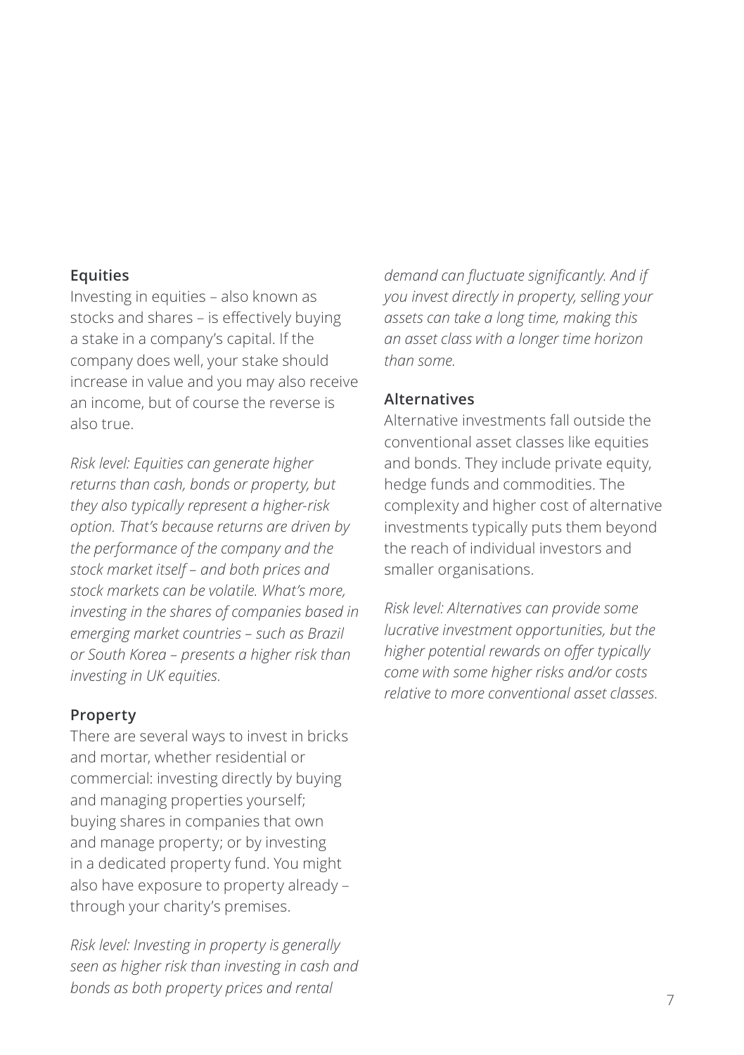**Equities**

Investing in equities – also known as stocks and shares – is effectively buying a stake in a company's capital. If the company does well, your stake should increase in value and you may also receive an income, but of course the reverse is also true.

*Risk level: Equities can generate higher returns than cash, bonds or property, but they also typically represent a higher-risk option. That's because returns are driven by the performance of the company and the stock market itself – and both prices and stock markets can be volatile. What's more, investing in the shares of companies based in emerging market countries – such as Brazil or South Korea – presents a higher risk than investing in UK equities.*

**Property**

There are several ways to invest in bricks and mortar, whether residential or commercial: investing directly by buying and managing properties yourself; buying shares in companies that own and manage property; or by investing in a dedicated property fund. You might also have exposure to property already – through your charity's premises.

*Risk level: Investing in property is generally seen as higher risk than investing in cash and bonds as both property prices and rental demand can fluctuate significantly. And if you invest directly in property, selling your assets can take a long time, making this an asset class with a longer time horizon than some.*

**Alternatives**

Alternative investments fall outside the conventional asset classes like equities and bonds. They include private equity, hedge funds and commodities. The complexity and higher cost of alternative investments typically puts them beyond the reach of individual investors and smaller organisations.

*Risk level: Alternatives can provide some lucrative investment opportunities, but the higher potential rewards on offer typically come with some higher risks and/or costs relative to more conventional asset classes.*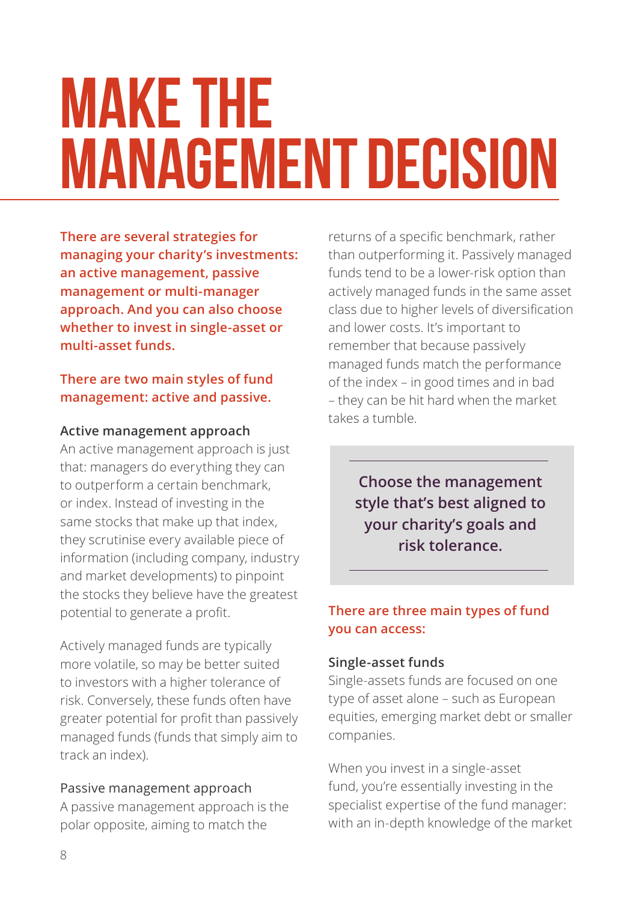# MAKE THE MANAGEMENT DECISION

**There are several strategies for managing your charity's investments: an active management, passive management or multi-manager approach. And you can also choose whether to invest in single-asset or multi-asset funds.**

**There are two main styles of fund management: active and passive.**

### Active management approach

An active management approach is just that: managers do everything they can to outperform a certain benchmark, or index. Instead of investing in the same stocks that make up that index, they scrutinise every available piece of information (including company, industry and market developments) to pinpoint the stocks they believe have the greatest potential to generate a profit.

Actively managed funds are typically more volatile, so may be better suited to investors with a higher tolerance of risk. Conversely, these funds often have greater potential for profit than passively managed funds (funds that simply aim to track an index).

### Passive management approach

A passive management approach is the polar opposite, aiming to match the returns of a specific benchmark, rather than outperforming it. Passively managed funds tend to be a lower-risk option than actively managed funds in the same asset class due to higher levels of diversification and lower costs. It's important to remember that because passively managed funds match the performance of the index – in good times and in bad – they can be hit hard when the market takes a tumble.

> **Choose the management style that's best aligned to your charity's goals and risk tolerance.**

**There are three main types of fund you can access:**

### Single-asset funds

Single-assets funds are focused on one type of asset alone – such as European equities, emerging market debt or smaller companies.

When you invest in a single-asset fund, you're essentially investing in the specialist expertise of the fund manager: with an in-depth knowledge of the market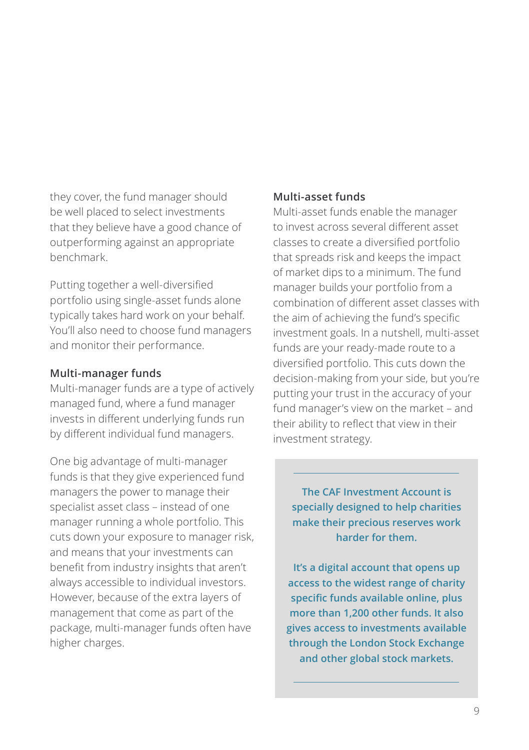they cover, the fund manager should be well placed to select investments that they believe have a good chance of outperforming against an appropriate benchmark.

Putting together a well-diversified portfolio using single-asset funds alone typically takes hard work on your behalf. You'll also need to choose fund managers and monitor their performance.

### Multi-manager funds

Multi-manager funds are a type of actively managed fund, where a fund manager invests in different underlying funds run by different individual fund managers.

One big advantage of multi-manager funds is that they give experienced fund managers the power to manage their specialist asset class – instead of one manager running a whole portfolio. This cuts down your exposure to manager risk, and means that your investments can benefit from industry insights that aren't always accessible to individual investors. However, because of the extra layers of management that come as part of the package, multi-manager funds often have higher charges.

### Multi-asset funds

Multi-asset funds enable the manager to invest across several different asset classes to create a diversified portfolio that spreads risk and keeps the impact of market dips to a minimum. The fund manager builds your portfolio from a combination of different asset classes with the aim of achieving the fund's specific investment goals. In a nutshell, multi-asset funds are your ready-made route to a diversified portfolio. This cuts down the decision-making from your side, but you're putting your trust in the accuracy of your fund manager's view on the market – and their ability to reflect that view in their investment strategy.

**The CAF Investment Account is specially designed to help charities make their precious reserves work harder for them.**

**It's a digital account that opens up access to the widest range of charity specific funds available online, plus more than 1,200 other funds. It also gives access to investments available through the London Stock Exchange and other global stock markets.**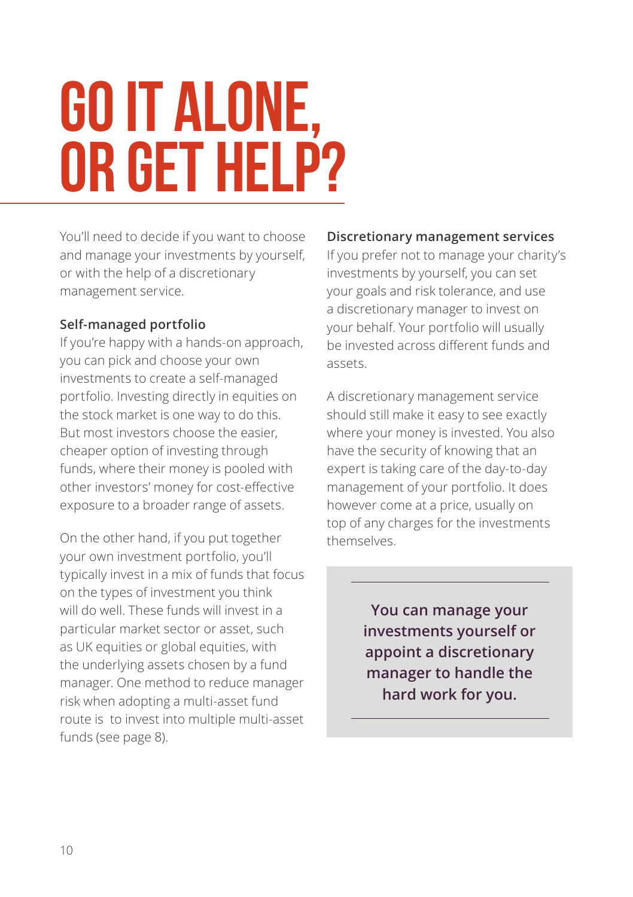# GO IT ALONE, OR GET HELP?

You'll need to decide if you want to choose and manage your investments by yourself, or with the help of a discretionary management service.

**Self-managed portfolio**

If you're happy with a hands-on approach, you can pick and choose your own investments to create a self-managed portfolio. Investing directly in equities on the stock market is one way to do this. But most investors choose the easier, cheaper option of investing through funds, where their money is pooled with other investors' money for cost-effective exposure to a broader range of assets.

On the other hand, if you put together your own investment portfolio, you'll typically invest in a mix of funds that focus on the types of investment you think will do well. These funds will invest in a particular market sector or asset, such as UK equities or global equities, with the underlying assets chosen by a fund manager. One method to reduce manager risk when adopting a multi-asset fund route is to invest into multiple multi-asset funds (see page 8).

**Discretionary management services**

If you prefer not to manage your charity's investments by yourself, you can set your goals and risk tolerance, and use a discretionary manager to invest on your behalf. Your portfolio will usually be invested across different funds and assets.

A discretionary management service should still make it easy to see exactly where your money is invested. You also have the security of knowing that an expert is taking care of the day-to-day management of your portfolio. It does however come at a price, usually on top of any charges for the investments themselves.

**You can manage your investments yourself or appoint a discretionary manager to handle the hard work for you.**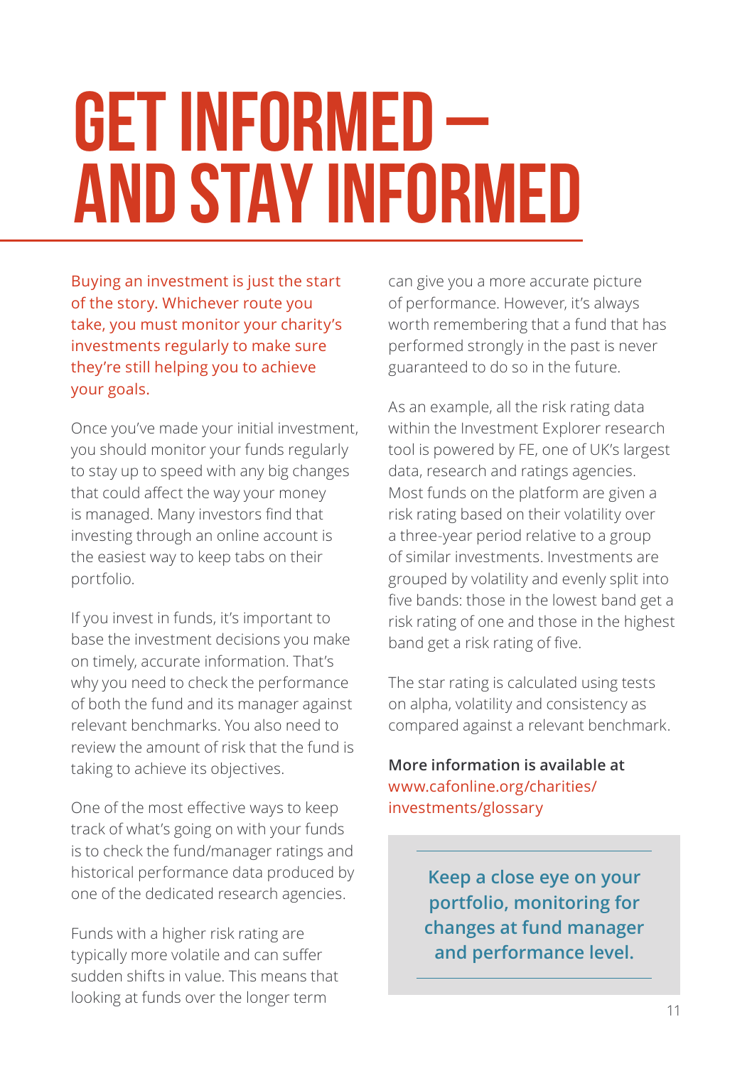# GET INFORMED – AND STAY INFORMED

Buying an investment is just the start of the story. Whichever route you take, you must monitor your charity's investments regularly to make sure they're still helping you to achieve your goals.

Once you've made your initial investment, you should monitor your funds regularly to stay up to speed with any big changes that could affect the way your money is managed. Many investors find that investing through an online account is the easiest way to keep tabs on their portfolio.

If you invest in funds, it's important to base the investment decisions you make on timely, accurate information. That's why you need to check the performance of both the fund and its manager against relevant benchmarks. You also need to review the amount of risk that the fund is taking to achieve its objectives.

One of the most effective ways to keep track of what's going on with your funds is to check the fund/manager ratings and historical performance data produced by one of the dedicated research agencies.

Funds with a higher risk rating are typically more volatile and can suffer sudden shifts in value. This means that looking at funds over the longer term can give you a more accurate picture of performance. However, it's always worth remembering that a fund that has performed strongly in the past is never guaranteed to do so in the future.

As an example, all the risk rating data within the Investment Explorer research tool is powered by FE, one of UK's largest data, research and ratings agencies. Most funds on the platform are given a risk rating based on their volatility over a three-year period relative to a group of similar investments. Investments are grouped by volatility and evenly split into five bands: those in the lowest band get a risk rating of one and those in the highest band get a risk rating of five.

The star rating is calculated using tests on alpha, volatility and consistency as compared against a relevant benchmark.

**More information is available at** www.cafonline.org/charities/investments/glossary

**Keep a close eye on your portfolio, monitoring for changes at fund manager and performance level.**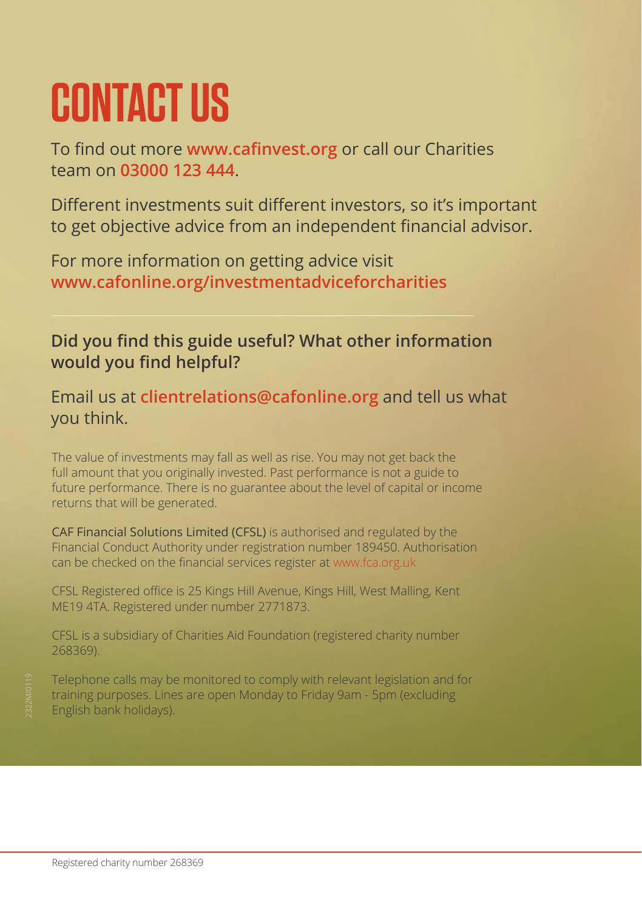# CONTACT US

To find out more **www.cafinvest.org** or call our Charities team on **03000 123 444**.

Different investments suit different investors, so it's important to get objective advice from an independent financial advisor.

For more information on getting advice visit **www.cafonline.org/investmentadviceforcharities**

---

**Did you find this guide useful? What other information would you find helpful?**

Email us at **clientrelations@cafonline.org** and tell us what you think.

The value of investments may fall as well as rise. You may not get back the full amount that you originally invested. Past performance is not a guide to future performance. There is no guarantee about the level of capital or income returns that will be generated.

CAF Financial Solutions Limited (CFSL) is authorised and regulated by the Financial Conduct Authority under registration number 189450. Authorisation can be checked on the financial services register at www.fca.org.uk

CFSL Registered office is 25 Kings Hill Avenue, Kings Hill, West Malling, Kent ME19 4TA. Registered under number 2771873.

CFSL is a subsidiary of Charities Aid Foundation (registered charity number 268369).

Telephone calls may be monitored to comply with relevant legislation and for training purposes. Lines are open Monday to Friday 9am - 5pm (excluding English bank holidays).

2322M/0119

Registered charity number 268369